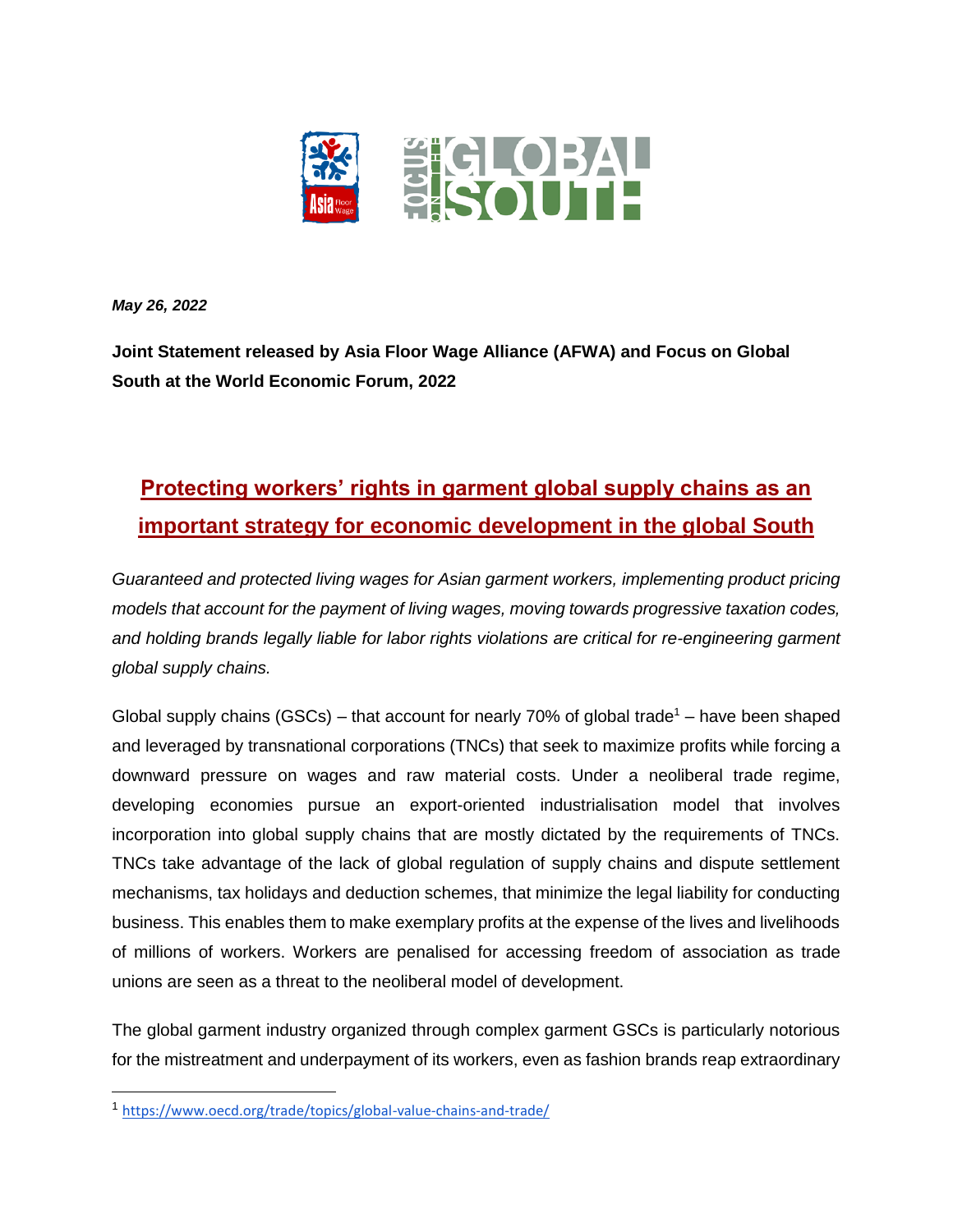*May 26, 2022*

**Joint Statement released by Asia Floor Wage Alliance (AFWA) and Focus on Global South at the World Economic Forum, 2022**

# Protecting workers' rights in garment global supply chains as an important strategy for economic development in the global South

*Guaranteed and protected living wages for Asian garment workers, implementing product pricing models that account for the payment of living wages, moving towards progressive taxation codes, and holding brands legally liable for labor rights violations are critical for re-engineering garment global supply chains.*

Global supply chains (GSCs) – that account for nearly 70% of global trade[1] – have been shaped and leveraged by transnational corporations (TNCs) that seek to maximize profits while forcing a downward pressure on wages and raw material costs. Under a neoliberal trade regime, developing economies pursue an export-oriented industrialisation model that involves incorporation into global supply chains that are mostly dictated by the requirements of TNCs. TNCs take advantage of the lack of global regulation of supply chains and dispute settlement mechanisms, tax holidays and deduction schemes, that minimize the legal liability for conducting business. This enables them to make exemplary profits at the expense of the lives and livelihoods of millions of workers. Workers are penalised for accessing freedom of association as trade unions are seen as a threat to the neoliberal model of development.

The global garment industry organized through complex garment GSCs is particularly notorious for the mistreatment and underpayment of its workers, even as fashion brands reap extraordinary

[1] https://www.oecd.org/trade/topics/global-value-chains-and-trade/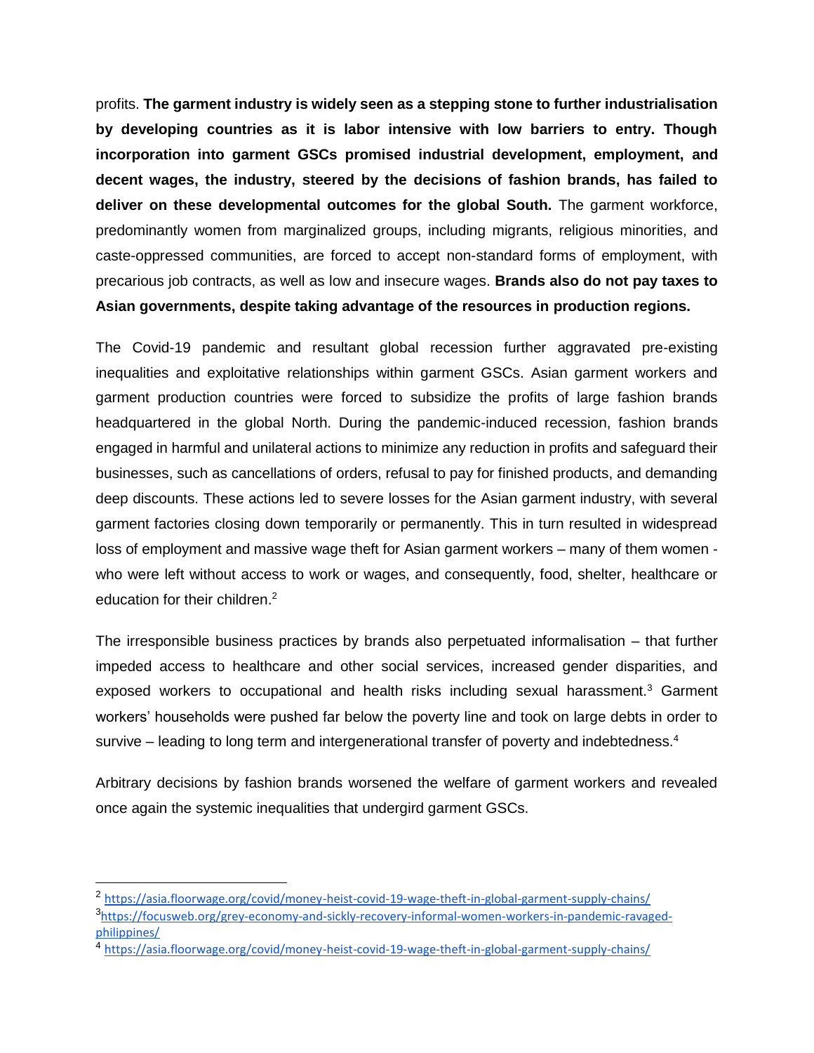profits. **The garment industry is widely seen as a stepping stone to further industrialisation by developing countries as it is labor intensive with low barriers to entry. Though incorporation into garment GSCs promised industrial development, employment, and decent wages, the industry, steered by the decisions of fashion brands, has failed to deliver on these developmental outcomes for the global South.** The garment workforce, predominantly women from marginalized groups, including migrants, religious minorities, and caste-oppressed communities, are forced to accept non-standard forms of employment, with precarious job contracts, as well as low and insecure wages. **Brands also do not pay taxes to Asian governments, despite taking advantage of the resources in production regions.**

The Covid-19 pandemic and resultant global recession further aggravated pre-existing inequalities and exploitative relationships within garment GSCs. Asian garment workers and garment production countries were forced to subsidize the profits of large fashion brands headquartered in the global North. During the pandemic-induced recession, fashion brands engaged in harmful and unilateral actions to minimize any reduction in profits and safeguard their businesses, such as cancellations of orders, refusal to pay for finished products, and demanding deep discounts. These actions led to severe losses for the Asian garment industry, with several garment factories closing down temporarily or permanently. This in turn resulted in widespread loss of employment and massive wage theft for Asian garment workers – many of them women - who were left without access to work or wages, and consequently, food, shelter, healthcare or education for their children.[2]

The irresponsible business practices by brands also perpetuated informalisation – that further impeded access to healthcare and other social services, increased gender disparities, and exposed workers to occupational and health risks including sexual harassment.[3] Garment workers' households were pushed far below the poverty line and took on large debts in order to survive – leading to long term and intergenerational transfer of poverty and indebtedness.[4]

Arbitrary decisions by fashion brands worsened the welfare of garment workers and revealed once again the systemic inequalities that undergird garment GSCs.

---

[2] https://asia.floorwage.org/covid/money-heist-covid-19-wage-theft-in-global-garment-supply-chains/

[3] https://focusweb.org/grey-economy-and-sickly-recovery-informal-women-workers-in-pandemic-ravaged-philippines/

[4] https://asia.floorwage.org/covid/money-heist-covid-19-wage-theft-in-global-garment-supply-chains/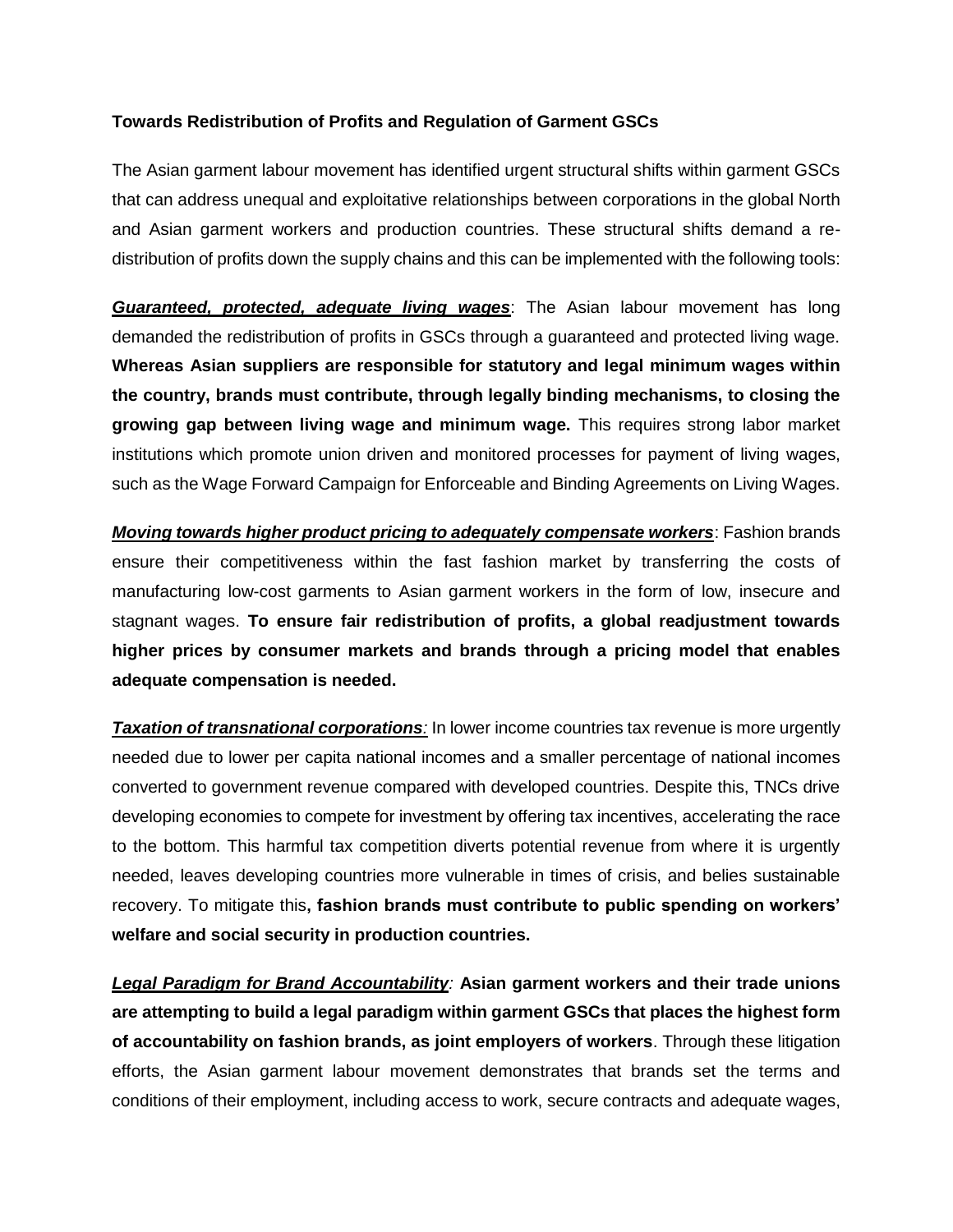**Towards Redistribution of Profits and Regulation of Garment GSCs**

The Asian garment labour movement has identified urgent structural shifts within garment GSCs that can address unequal and exploitative relationships between corporations in the global North and Asian garment workers and production countries. These structural shifts demand a re-distribution of profits down the supply chains and this can be implemented with the following tools:

***Guaranteed, protected, adequate living wages***: The Asian labour movement has long demanded the redistribution of profits in GSCs through a guaranteed and protected living wage. **Whereas Asian suppliers are responsible for statutory and legal minimum wages within the country, brands must contribute, through legally binding mechanisms, to closing the growing gap between living wage and minimum wage.** This requires strong labor market institutions which promote union driven and monitored processes for payment of living wages, such as the Wage Forward Campaign for Enforceable and Binding Agreements on Living Wages.

***Moving towards higher product pricing to adequately compensate workers***: Fashion brands ensure their competitiveness within the fast fashion market by transferring the costs of manufacturing low-cost garments to Asian garment workers in the form of low, insecure and stagnant wages. **To ensure fair redistribution of profits, a global readjustment towards higher prices by consumer markets and brands through a pricing model that enables adequate compensation is needed.**

***Taxation of transnational corporations**:* In lower income countries tax revenue is more urgently needed due to lower per capita national incomes and a smaller percentage of national incomes converted to government revenue compared with developed countries. Despite this, TNCs drive developing economies to compete for investment by offering tax incentives, accelerating the race to the bottom. This harmful tax competition diverts potential revenue from where it is urgently needed, leaves developing countries more vulnerable in times of crisis, and belies sustainable recovery. To mitigate this**, fashion brands must contribute to public spending on workers' welfare and social security in production countries.**

***Legal Paradigm for Brand Accountability**:* **Asian garment workers and their trade unions are attempting to build a legal paradigm within garment GSCs that places the highest form of accountability on fashion brands, as joint employers of workers**. Through these litigation efforts, the Asian garment labour movement demonstrates that brands set the terms and conditions of their employment, including access to work, secure contracts and adequate wages,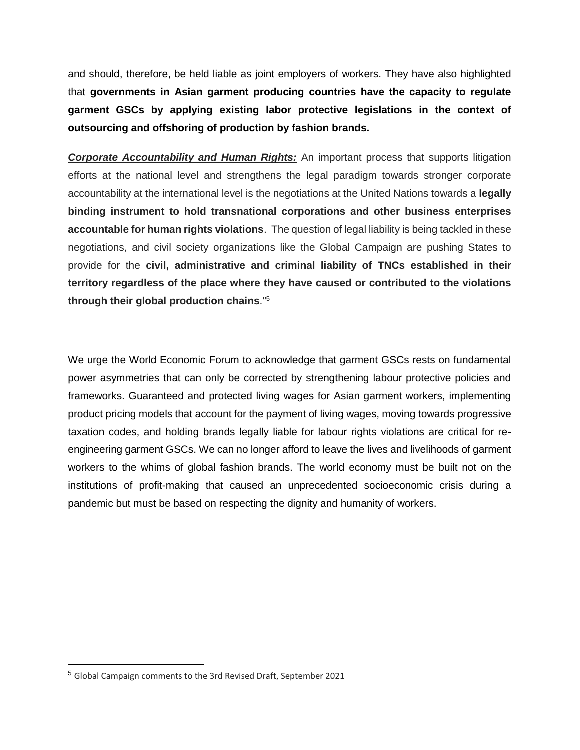and should, therefore, be held liable as joint employers of workers. They have also highlighted that **governments in Asian garment producing countries have the capacity to regulate garment GSCs by applying existing labor protective legislations in the context of outsourcing and offshoring of production by fashion brands.**

***Corporate Accountability and Human Rights:*** An important process that supports litigation efforts at the national level and strengthens the legal paradigm towards stronger corporate accountability at the international level is the negotiations at the United Nations towards a **legally binding instrument to hold transnational corporations and other business enterprises accountable for human rights violations**. The question of legal liability is being tackled in these negotiations, and civil society organizations like the Global Campaign are pushing States to provide for the **civil, administrative and criminal liability of TNCs established in their territory regardless of the place where they have caused or contributed to the violations through their global production chains**."[5]

We urge the World Economic Forum to acknowledge that garment GSCs rests on fundamental power asymmetries that can only be corrected by strengthening labour protective policies and frameworks. Guaranteed and protected living wages for Asian garment workers, implementing product pricing models that account for the payment of living wages, moving towards progressive taxation codes, and holding brands legally liable for labour rights violations are critical for re-engineering garment GSCs. We can no longer afford to leave the lives and livelihoods of garment workers to the whims of global fashion brands. The world economy must be built not on the institutions of profit-making that caused an unprecedented socioeconomic crisis during a pandemic but must be based on respecting the dignity and humanity of workers.

[5] Global Campaign comments to the 3rd Revised Draft, September 2021